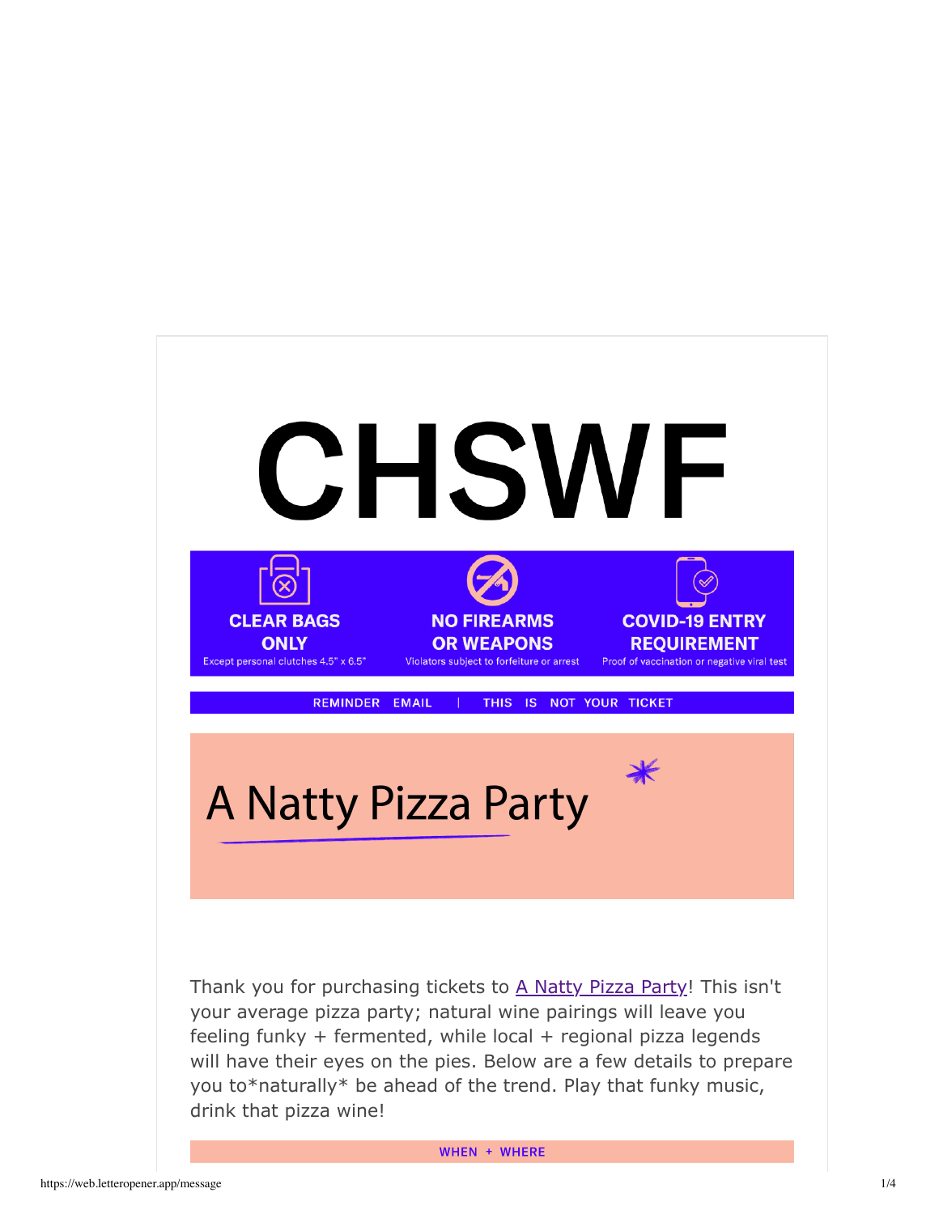# CHSWF

**CLEAR BAGS ONLY**
Except personal clutches 4.5" x 6.5"

**NO FIREARMS OR WEAPONS**
Violators subject to forfeiture or arrest

**COVID-19 ENTRY REQUIREMENT**
Proof of vaccination or negative viral test

REMINDER EMAIL | THIS IS NOT YOUR TICKET

## A Natty Pizza Party

Thank you for purchasing tickets to A Natty Pizza Party! This isn't your average pizza party; natural wine pairings will leave you feeling funky + fermented, while local + regional pizza legends will have their eyes on the pies. Below are a few details to prepare you to*naturally* be ahead of the trend. Play that funky music, drink that pizza wine!

WHEN + WHERE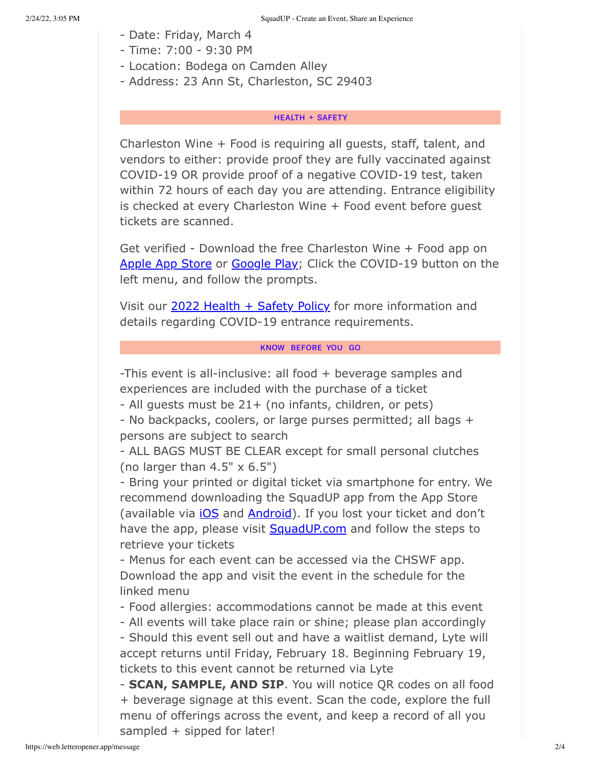- Date: Friday, March 4
- Time: 7:00 - 9:30 PM
- Location: Bodega on Camden Alley
- Address: 23 Ann St, Charleston, SC 29403

## HEALTH + SAFETY

Charleston Wine + Food is requiring all guests, staff, talent, and vendors to either: provide proof they are fully vaccinated against COVID-19 OR provide proof of a negative COVID-19 test, taken within 72 hours of each day you are attending. Entrance eligibility is checked at every Charleston Wine + Food event before guest tickets are scanned.

Get verified - Download the free Charleston Wine + Food app on Apple App Store or Google Play; Click the COVID-19 button on the left menu, and follow the prompts.

Visit our 2022 Health + Safety Policy for more information and details regarding COVID-19 entrance requirements.

## KNOW BEFORE YOU GO

-This event is all-inclusive: all food + beverage samples and experiences are included with the purchase of a ticket
- All guests must be 21+ (no infants, children, or pets)
- No backpacks, coolers, or large purses permitted; all bags + persons are subject to search
- ALL BAGS MUST BE CLEAR except for small personal clutches (no larger than 4.5" x 6.5")
- Bring your printed or digital ticket via smartphone for entry. We recommend downloading the SquadUP app from the App Store (available via iOS and Android). If you lost your ticket and don't have the app, please visit SquadUP.com and follow the steps to retrieve your tickets
- Menus for each event can be accessed via the CHSWF app. Download the app and visit the event in the schedule for the linked menu
- Food allergies: accommodations cannot be made at this event
- All events will take place rain or shine; please plan accordingly
- Should this event sell out and have a waitlist demand, Lyte will accept returns until Friday, February 18. Beginning February 19, tickets to this event cannot be returned via Lyte
- **SCAN, SAMPLE, AND SIP**. You will notice QR codes on all food + beverage signage at this event. Scan the code, explore the full menu of offerings across the event, and keep a record of all you sampled + sipped for later!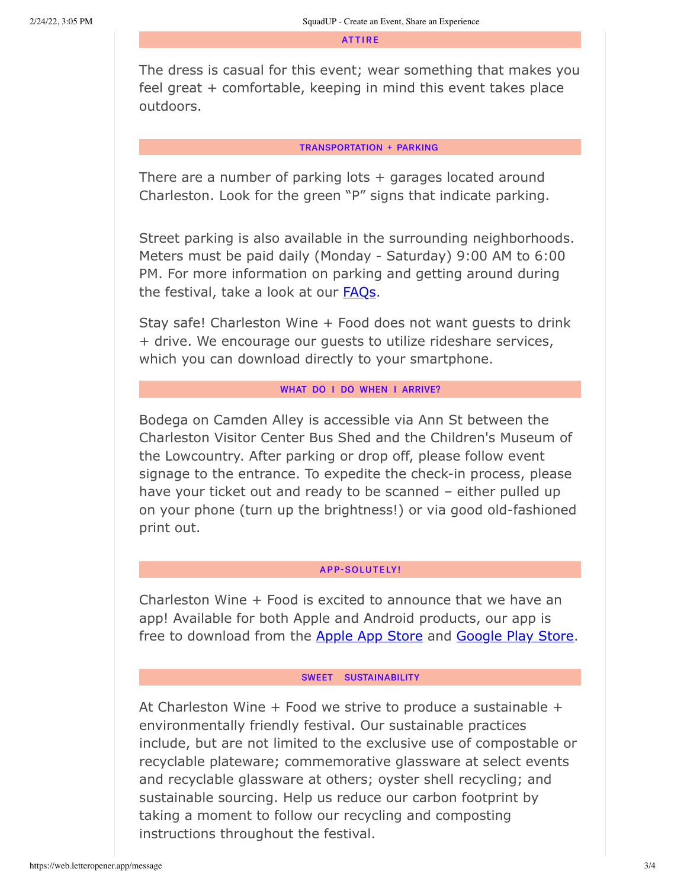## ATTIRE

The dress is casual for this event; wear something that makes you feel great + comfortable, keeping in mind this event takes place outdoors.

## TRANSPORTATION + PARKING

There are a number of parking lots + garages located around Charleston. Look for the green "P" signs that indicate parking.

Street parking is also available in the surrounding neighborhoods. Meters must be paid daily (Monday - Saturday) 9:00 AM to 6:00 PM. For more information on parking and getting around during the festival, take a look at our [FAQs](#).

Stay safe! Charleston Wine + Food does not want guests to drink + drive. We encourage our guests to utilize rideshare services, which you can download directly to your smartphone.

## WHAT DO I DO WHEN I ARRIVE?

Bodega on Camden Alley is accessible via Ann St between the Charleston Visitor Center Bus Shed and the Children's Museum of the Lowcountry. After parking or drop off, please follow event signage to the entrance. To expedite the check-in process, please have your ticket out and ready to be scanned – either pulled up on your phone (turn up the brightness!) or via good old-fashioned print out.

## APP-SOLUTELY!

Charleston Wine + Food is excited to announce that we have an app! Available for both Apple and Android products, our app is free to download from the [Apple App Store](#) and [Google Play Store](#).

## SWEET SUSTAINABILITY

At Charleston Wine + Food we strive to produce a sustainable + environmentally friendly festival. Our sustainable practices include, but are not limited to the exclusive use of compostable or recyclable plateware; commemorative glassware at select events and recyclable glassware at others; oyster shell recycling; and sustainable sourcing. Help us reduce our carbon footprint by taking a moment to follow our recycling and composting instructions throughout the festival.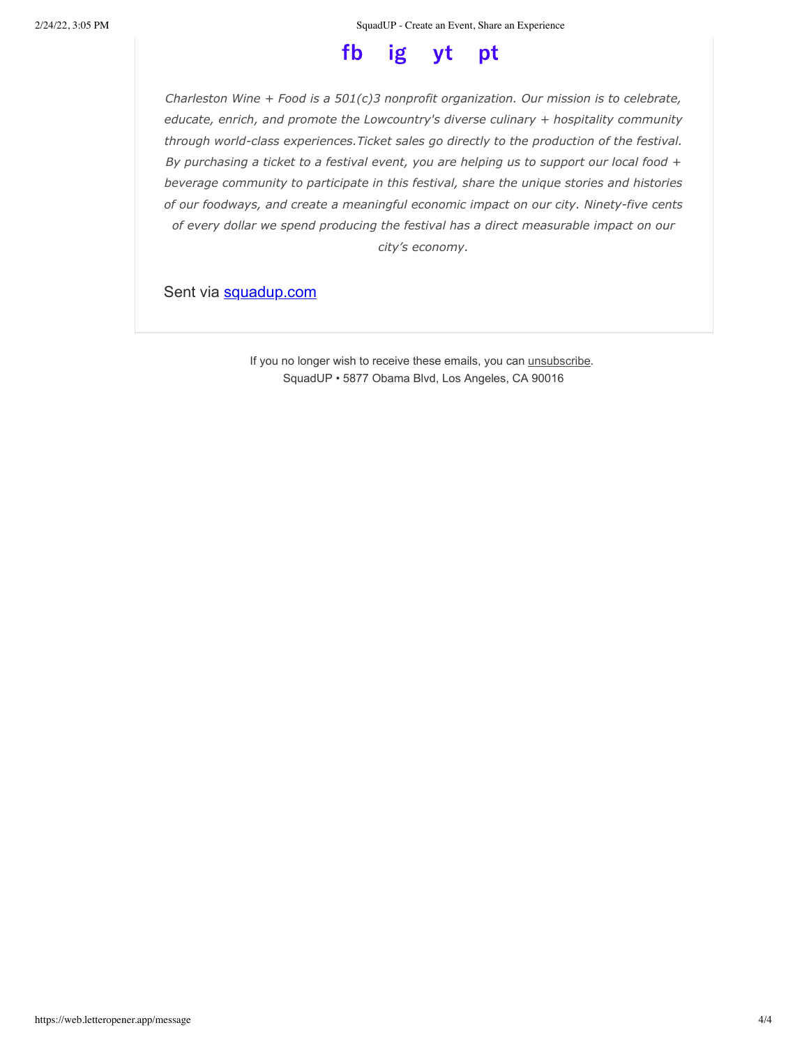**fb ig yt pt**

*Charleston Wine + Food is a 501(c)3 nonprofit organization. Our mission is to celebrate, educate, enrich, and promote the Lowcountry's diverse culinary + hospitality community through world-class experiences.Ticket sales go directly to the production of the festival. By purchasing a ticket to a festival event, you are helping us to support our local food + beverage community to participate in this festival, share the unique stories and histories of our foodways, and create a meaningful economic impact on our city. Ninety-five cents of every dollar we spend producing the festival has a direct measurable impact on our city's economy.*

Sent via [squadup.com](squadup.com)

If you no longer wish to receive these emails, you can unsubscribe.
SquadUP • 5877 Obama Blvd, Los Angeles, CA 90016